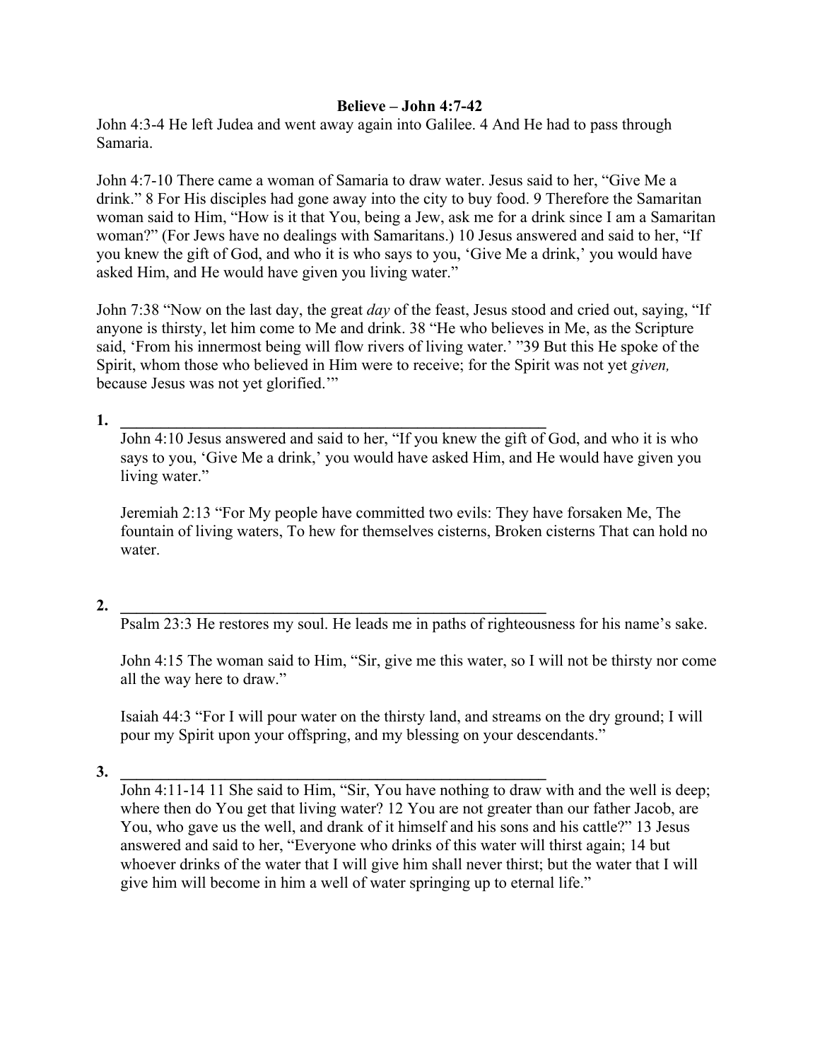**Believe – John 4:7-42**

John 4:3-4 He left Judea and went away again into Galilee. 4 And He had to pass through Samaria.

John 4:7-10 There came a woman of Samaria to draw water. Jesus said to her, "Give Me a drink." 8 For His disciples had gone away into the city to buy food. 9 Therefore the Samaritan woman said to Him, "How is it that You, being a Jew, ask me for a drink since I am a Samaritan woman?" (For Jews have no dealings with Samaritans.) 10 Jesus answered and said to her, "If you knew the gift of God, and who it is who says to you, 'Give Me a drink,' you would have asked Him, and He would have given you living water."

John 7:38 "Now on the last day, the great *day* of the feast, Jesus stood and cried out, saying, "If anyone is thirsty, let him come to Me and drink. 38 "He who believes in Me, as the Scripture said, 'From his innermost being will flow rivers of living water.' "39 But this He spoke of the Spirit, whom those who believed in Him were to receive; for the Spirit was not yet *given,* because Jesus was not yet glorified.'"

**1. \_\_\_\_\_\_\_\_\_\_\_\_\_\_\_\_\_\_\_\_\_\_\_\_\_\_\_\_\_\_\_\_\_\_\_\_\_\_\_\_\_\_\_\_\_\_\_\_\_\_\_\_\_\_**

John 4:10 Jesus answered and said to her, "If you knew the gift of God, and who it is who says to you, 'Give Me a drink,' you would have asked Him, and He would have given you living water."

Jeremiah 2:13 "For My people have committed two evils: They have forsaken Me, The fountain of living waters, To hew for themselves cisterns, Broken cisterns That can hold no water.

**2. \_\_\_\_\_\_\_\_\_\_\_\_\_\_\_\_\_\_\_\_\_\_\_\_\_\_\_\_\_\_\_\_\_\_\_\_\_\_\_\_\_\_\_\_\_\_\_\_\_\_\_\_\_\_**

Psalm 23:3 He restores my soul. He leads me in paths of righteousness for his name's sake.

John 4:15 The woman said to Him, "Sir, give me this water, so I will not be thirsty nor come all the way here to draw."

Isaiah 44:3 "For I will pour water on the thirsty land, and streams on the dry ground; I will pour my Spirit upon your offspring, and my blessing on your descendants."

**3. \_\_\_\_\_\_\_\_\_\_\_\_\_\_\_\_\_\_\_\_\_\_\_\_\_\_\_\_\_\_\_\_\_\_\_\_\_\_\_\_\_\_\_\_\_\_\_\_\_\_\_\_\_\_**

John 4:11-14 11 She said to Him, "Sir, You have nothing to draw with and the well is deep; where then do You get that living water? 12 You are not greater than our father Jacob, are You, who gave us the well, and drank of it himself and his sons and his cattle?" 13 Jesus answered and said to her, "Everyone who drinks of this water will thirst again; 14 but whoever drinks of the water that I will give him shall never thirst; but the water that I will give him will become in him a well of water springing up to eternal life."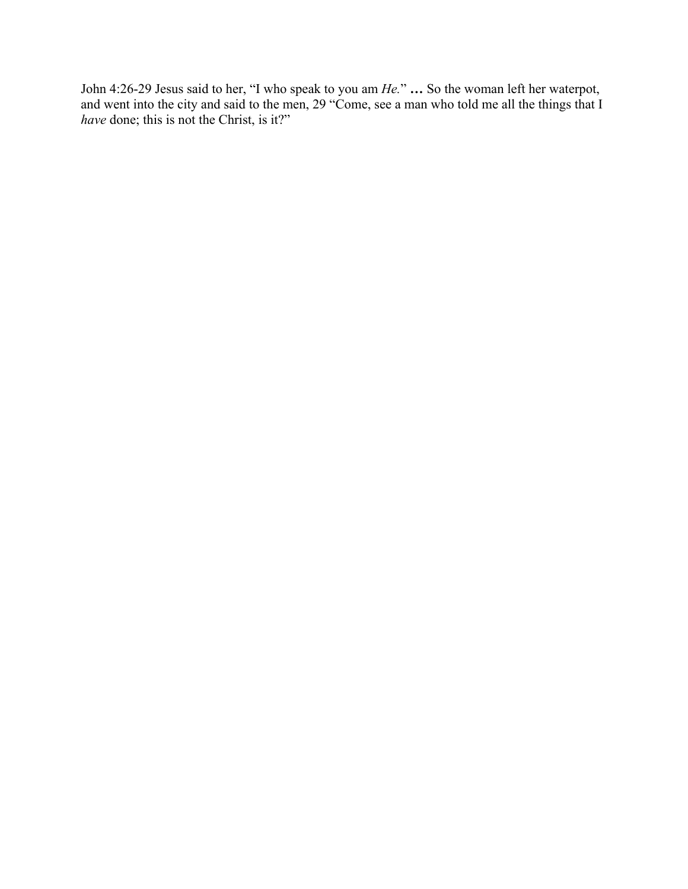John 4:26-29 Jesus said to her, “I who speak to you am *He.*” **…** So the woman left her waterpot, and went into the city and said to the men, 29 “Come, see a man who told me all the things that I *have* done; this is not the Christ, is it?”